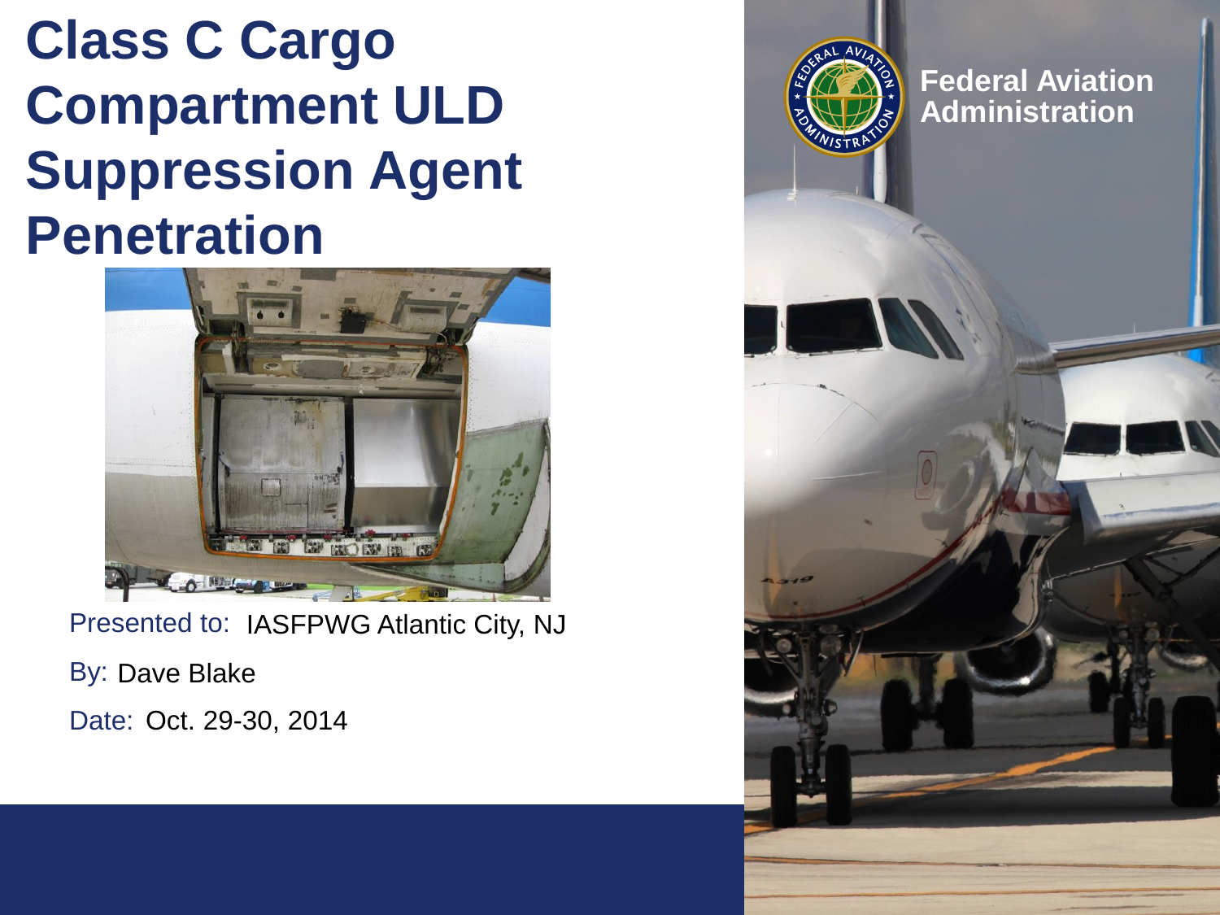# Class C Cargo Compartment ULD Suppression Agent Penetration

Federal Aviation Administration

Presented to: IASFPWG Atlantic City, NJ

By: Dave Blake

Date: Oct. 29-30, 2014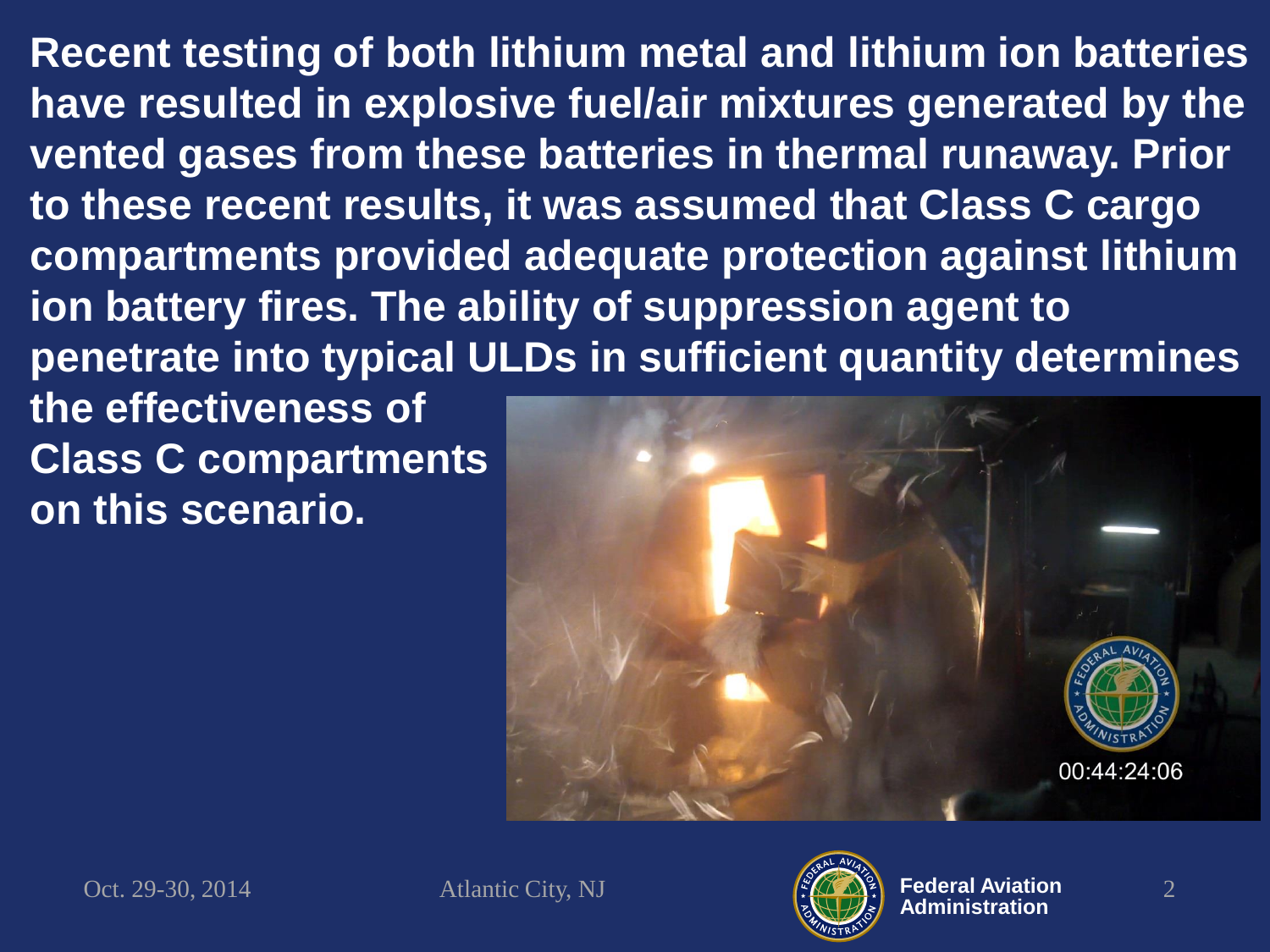Recent testing of both lithium metal and lithium ion batteries have resulted in explosive fuel/air mixtures generated by the vented gases from these batteries in thermal runaway. Prior to these recent results, it was assumed that Class C cargo compartments provided adequate protection against lithium ion battery fires. The ability of suppression agent to penetrate into typical ULDs in sufficient quantity determines the effectiveness of Class C compartments on this scenario.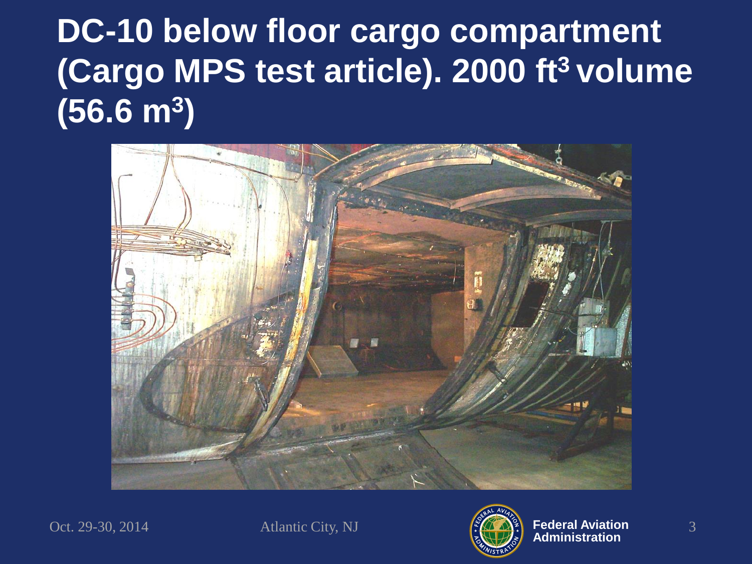# DC-10 below floor cargo compartment (Cargo MPS test article). 2000 $ft^3$ volume (56.6 $m^3$)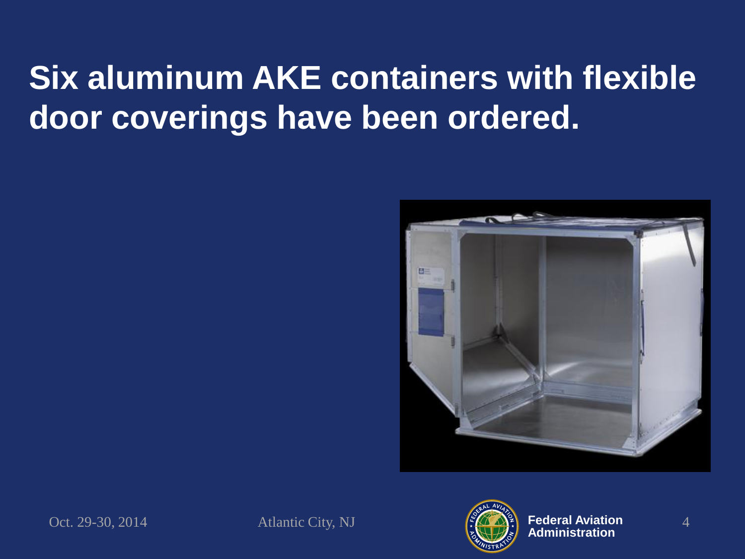# Six aluminum AKE containers with flexible door coverings have been ordered.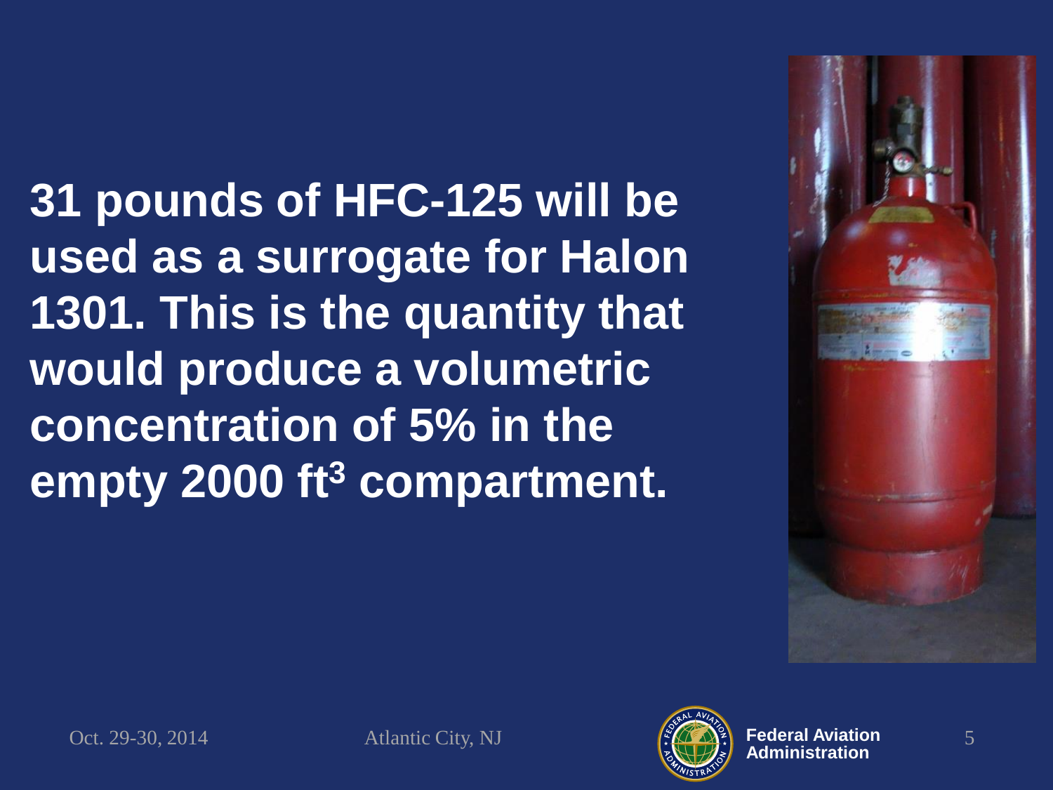**31 pounds of HFC-125 will be used as a surrogate for Halon 1301. This is the quantity that would produce a volumetric concentration of 5% in the empty 2000 $ft^3$ compartment.**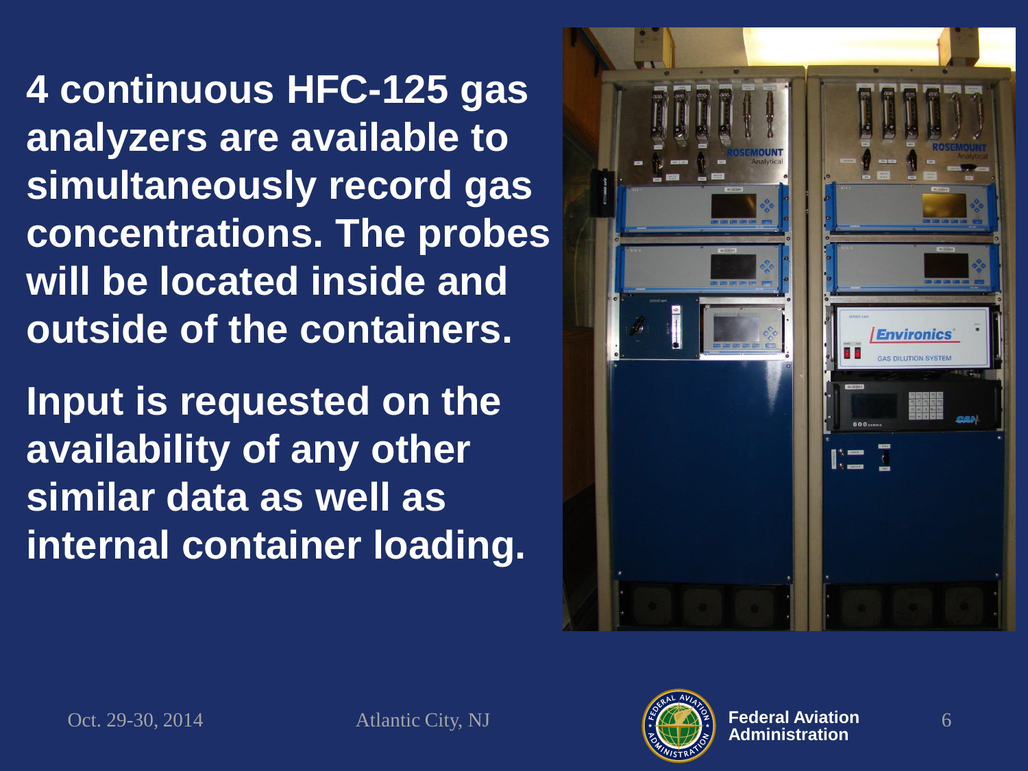**4 continuous HFC-125 gas analyzers are available to simultaneously record gas concentrations. The probes will be located inside and outside of the containers.**

**Input is requested on the availability of any other similar data as well as internal container loading.**